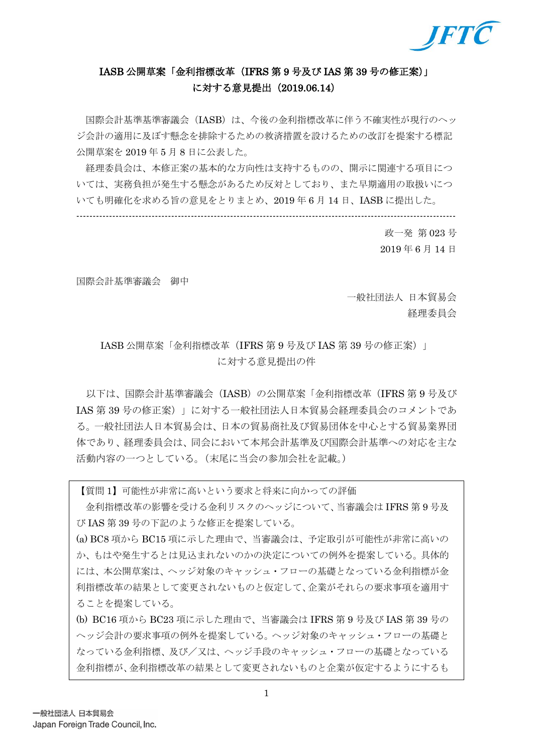## IASB 公開草案「金利指標改革（IFRS 第 9 号及び IAS 第 39 号の修正案)」に対する意見提出（2019.06.14）

国際会計基準基準審議会（IASB）は、今後の金利指標改革に伴う不確実性が現行のヘッジ会計の適用に及ぼす懸念を排除するための救済措置を設けるための改訂を提案する標記公開草案を 2019 年 5 月 8 日に公表した。

経理委員会は、本修正案の基本的な方向性は支持するものの、開示に関連する項目については、実務負担が発生する懸念があるため反対としており、また早期適用の取扱いについても明確化を求める旨の意見をとりまとめ、2019 年 6 月 14 日、IASB に提出した。

---

政一発 第 023 号
2019 年 6 月 14 日

国際会計基準審議会　御中

一般社団法人 日本貿易会
経理委員会

### IASB 公開草案「金利指標改革（IFRS 第 9 号及び IAS 第 39 号の修正案）」に対する意見提出の件

以下は、国際会計基準審議会（IASB）の公開草案「金利指標改革（IFRS 第 9 号及び IAS 第 39 号の修正案）」に対する一般社団法人日本貿易会経理委員会のコメントである。一般社団法人日本貿易会は、日本の貿易商社及び貿易団体を中心とする貿易業界団体であり、経理委員会は、同会において本邦会計基準及び国際会計基準への対応を主な活動内容の一つとしている。（末尾に当会の参加会社を記載。）

【質問 1】可能性が非常に高いという要求と将来に向かっての評価

金利指標改革の影響を受ける金利リスクのヘッジについて、当審議会は IFRS 第 9 号及び IAS 第 39 号の下記のような修正を提案している。

(a) BC8 項から BC15 項に示した理由で、当審議会は、予定取引が可能性が非常に高いのか、もはや発生するとは見込まれないのかの決定についての例外を提案している。具体的には、本公開草案は、ヘッジ対象のキャッシュ・フローの基礎となっている金利指標が金利指標改革の結果として変更されないものと仮定して、企業がそれらの要求事項を適用することを提案している。

(b) BC16 項から BC23 項に示した理由で、当審議会は IFRS 第 9 号及び IAS 第 39 号のヘッジ会計の要求事項の例外を提案している。ヘッジ対象のキャッシュ・フローの基礎となっている金利指標、及び／又は、ヘッジ手段のキャッシュ・フローの基礎となっている金利指標が、金利指標改革の結果として変更されないものと企業が仮定するようにするも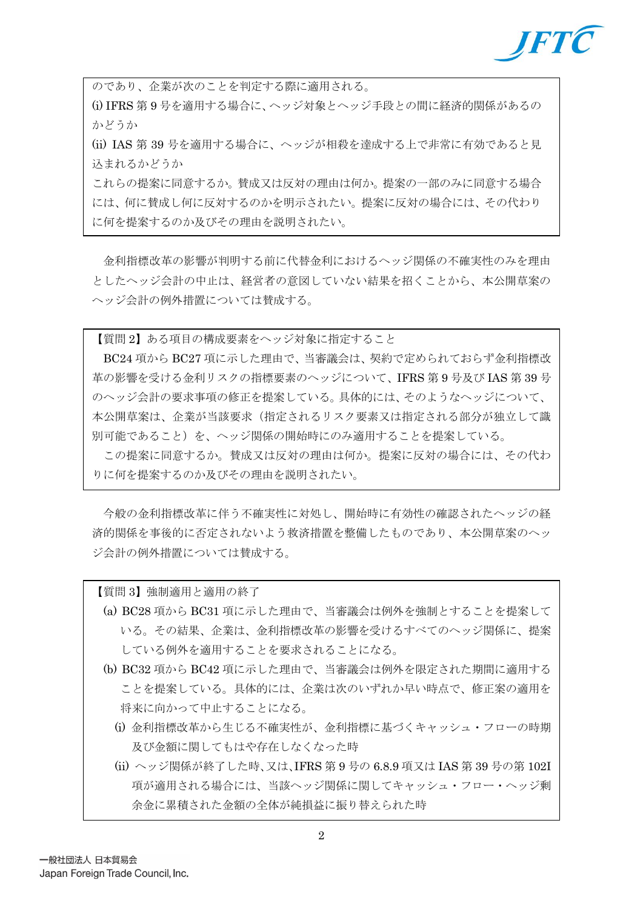のであり、企業が次のことを判定する際に適用される。

(i) IFRS 第 9 号を適用する場合に、ヘッジ対象とヘッジ手段との間に経済的関係があるのかどうか

(ii) IAS 第 39 号を適用する場合に、ヘッジが相殺を達成する上で非常に有効であると見込まれるかどうか

これらの提案に同意するか。賛成又は反対の理由は何か。提案の一部のみに同意する場合には、何に賛成し何に反対するのかを明示されたい。提案に反対の場合には、その代わりに何を提案するのか及びその理由を説明されたい。

金利指標改革の影響が判明する前に代替金利におけるヘッジ関係の不確実性のみを理由としたヘッジ会計の中止は、経営者の意図していない結果を招くことから、本公開草案のヘッジ会計の例外措置については賛成する。

【質問 2】ある項目の構成要素をヘッジ対象に指定すること

BC24 項から BC27 項に示した理由で、当審議会は、契約で定められておらず金利指標改革の影響を受ける金利リスクの指標要素のヘッジについて、IFRS 第 9 号及び IAS 第 39 号のヘッジ会計の要求事項の修正を提案している。具体的には、そのようなヘッジについて、本公開草案は、企業が当該要求（指定されるリスク要素又は指定される部分が独立して識別可能であること）を、ヘッジ関係の開始時にのみ適用することを提案している。

この提案に同意するか。賛成又は反対の理由は何か。提案に反対の場合には、その代わりに何を提案するのか及びその理由を説明されたい。

今般の金利指標改革に伴う不確実性に対処し、開始時に有効性の確認されたヘッジの経済的関係を事後的に否定されないよう救済措置を整備したものであり、本公開草案のヘッジ会計の例外措置については賛成する。

【質問 3】強制適用と適用の終了

(a) BC28 項から BC31 項に示した理由で、当審議会は例外を強制とすることを提案している。その結果、企業は、金利指標改革の影響を受けるすべてのヘッジ関係に、提案している例外を適用することを要求されることになる。

(b) BC32 項から BC42 項に示した理由で、当審議会は例外を限定された期間に適用することを提案している。具体的には、企業は次のいずれか早い時点で、修正案の適用を将来に向かって中止することになる。

(i) 金利指標改革から生じる不確実性が、金利指標に基づくキャッシュ・フローの時期及び金額に関してもはや存在しなくなった時

(ii) ヘッジ関係が終了した時、又は、IFRS 第 9 号の 6.8.9 項又は IAS 第 39 号の第 102I 項が適用される場合には、当該ヘッジ関係に関してキャッシュ・フロー・ヘッジ剰余金に累積された金額の全体が純損益に振り替えられた時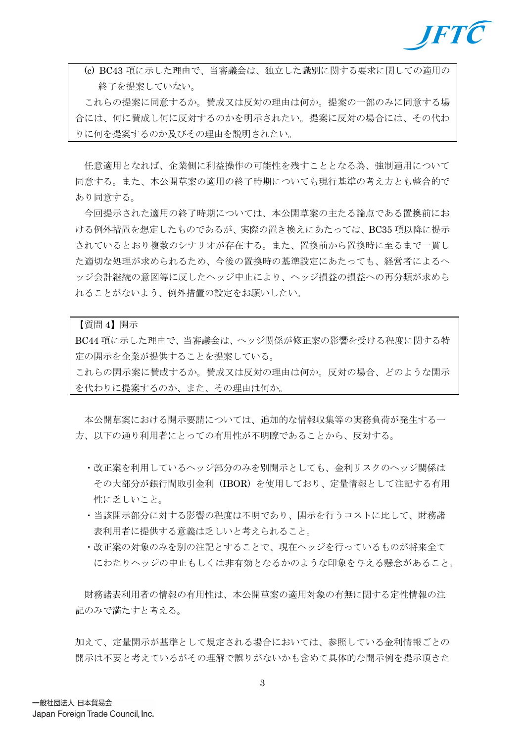> ⒞ BC43 項に示した理由で、当審議会は、独立した識別に関する要求に関しての適用の終了を提案していない。
>
> これらの提案に同意するか。賛成又は反対の理由は何か。提案の一部のみに同意する場合には、何に賛成し何に反対するのかを明示されたい。提案に反対の場合には、その代わりに何を提案するのか及びその理由を説明されたい。

任意適用となれば、企業側に利益操作の可能性を残すこととなる為、強制適用について同意する。また、本公開草案の適用の終了時期についても現行基準の考え方とも整合的であり同意する。

今回提示された適用の終了時期については、本公開草案の主たる論点である置換前における例外措置を想定したものであるが、実際の置き換えにあたっては、BC35 項以降に提示されているとおり複数のシナリオが存在する。また、置換前から置換時に至るまで一貫した適切な処理が求められるため、今後の置換時の基準設定にあたっても、経営者によるヘッジ会計継続の意図等に反したヘッジ中止により、ヘッジ損益の損益への再分類が求められることがないよう、例外措置の設定をお願いしたい。

> 【質問 4】開示
>
> BC44 項に示した理由で、当審議会は、ヘッジ関係が修正案の影響を受ける程度に関する特定の開示を企業が提供することを提案している。
>
> これらの開示案に賛成するか。賛成又は反対の理由は何か。反対の場合、どのような開示を代わりに提案するのか、また、その理由は何か。

本公開草案における開示要請については、追加的な情報収集等の実務負荷が発生する一方、以下の通り利用者にとっての有用性が不明瞭であることから、反対する。

- 改正案を利用しているヘッジ部分のみを別開示としても、金利リスクのヘッジ関係はその大部分が銀行間取引金利（IBOR）を使用しており、定量情報として注記する有用性に乏しいこと。
- 当該開示部分に対する影響の程度は不明であり、開示を行うコストに比して、財務諸表利用者に提供する意義は乏しいと考えられること。
- 改正案の対象のみを別の注記とすることで、現在ヘッジを行っているものが将来全てにわたりヘッジの中止もしくは非有効となるかのような印象を与える懸念があること。

財務諸表利用者の情報の有用性は、本公開草案の適用対象の有無に関する定性情報の注記のみで満たすと考える。

加えて、定量開示が基準として規定される場合においては、参照している金利情報ごとの開示は不要と考えているがその理解で誤りがないかも含めて具体的な開示例を提示頂きた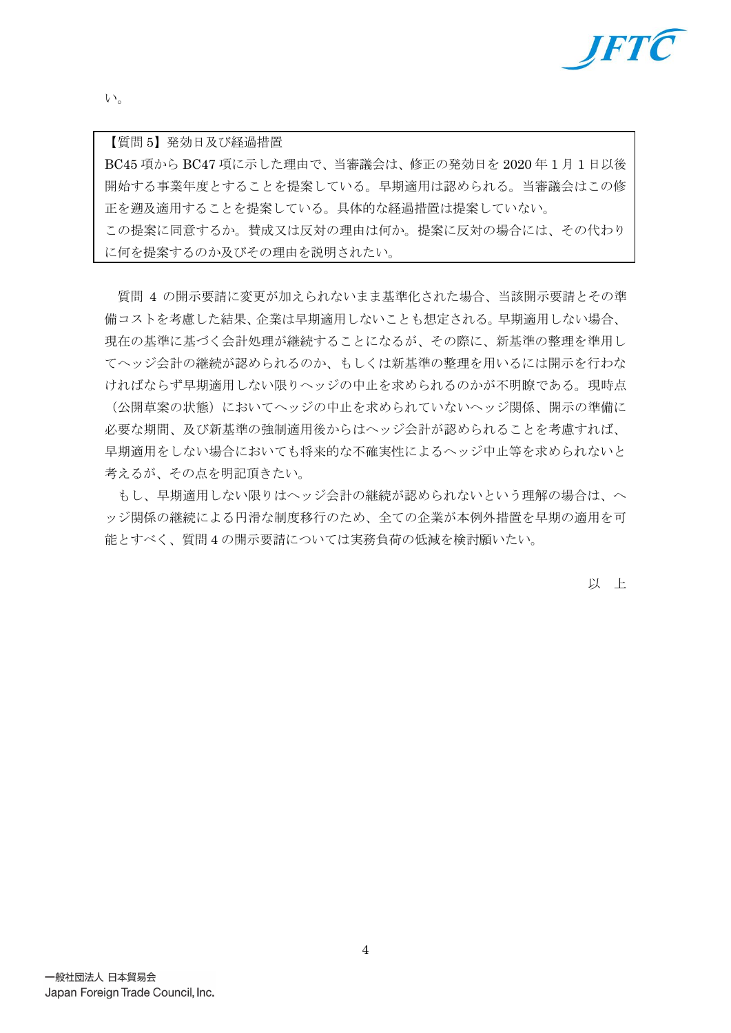い。

> 【質問 5】発効日及び経過措置
> BC45 項から BC47 項に示した理由で、当審議会は、修正の発効日を 2020 年 1 月 1 日以後開始する事業年度とすることを提案している。早期適用は認められる。当審議会はこの修正を遡及適用することを提案している。具体的な経過措置は提案していない。
> この提案に同意するか。賛成又は反対の理由は何か。提案に反対の場合には、その代わりに何を提案するのか及びその理由を説明されたい。

質問 4 の開示要請に変更が加えられないまま基準化された場合、当該開示要請とその準備コストを考慮した結果、企業は早期適用しないことも想定される。早期適用しない場合、現在の基準に基づく会計処理が継続することになるが、その際に、新基準の整理を準用してヘッジ会計の継続が認められるのか、もしくは新基準の整理を用いるには開示を行わなければならず早期適用しない限りヘッジの中止を求められるのかが不明瞭である。現時点（公開草案の状態）においてヘッジの中止を求められていないヘッジ関係、開示の準備に必要な期間、及び新基準の強制適用後からはヘッジ会計が認められることを考慮すれば、早期適用をしない場合においても将来的な不確実性によるヘッジ中止等を求められないと考えるが、その点を明記頂きたい。

もし、早期適用しない限りはヘッジ会計の継続が認められないという理解の場合は、ヘッジ関係の継続による円滑な制度移行のため、全ての企業が本例外措置を早期の適用を可能とすべく、質問 4 の開示要請については実務負荷の低減を検討願いたい。

以　上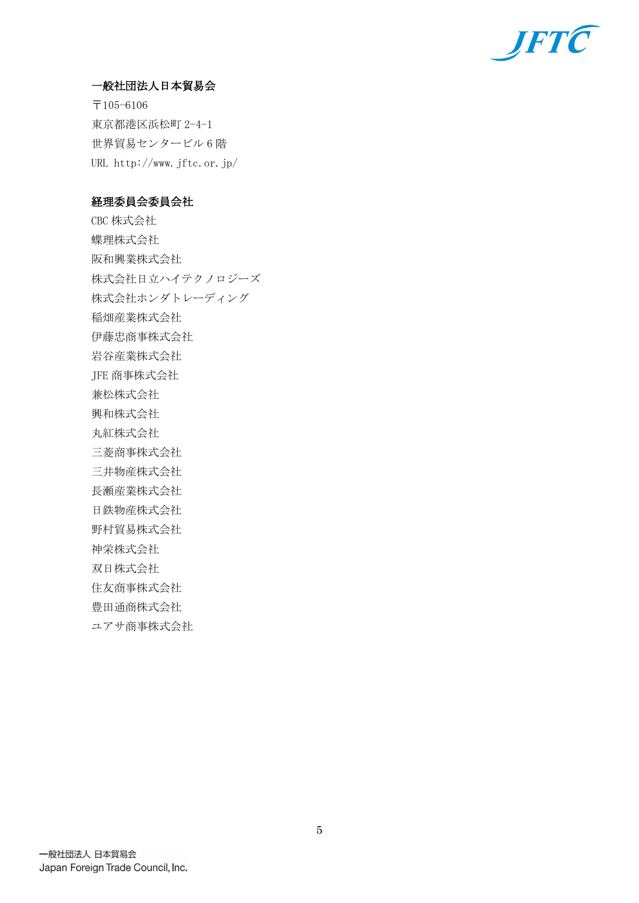**一般社団法人日本貿易会**

〒105-6106
東京都港区浜松町 2-4-1
世界貿易センタービル 6 階
URL http://www.jftc.or.jp/

**経理委員会委員会社**

CBC 株式会社
蝶理株式会社
阪和興業株式会社
株式会社日立ハイテクノロジーズ
株式会社ホンダトレーディング
稲畑産業株式会社
伊藤忠商事株式会社
岩谷産業株式会社
JFE 商事株式会社
兼松株式会社
興和株式会社
丸紅株式会社
三菱商事株式会社
三井物産株式会社
長瀬産業株式会社
日鉄物産株式会社
野村貿易株式会社
神栄株式会社
双日株式会社
住友商事株式会社
豊田通商株式会社
ユアサ商事株式会社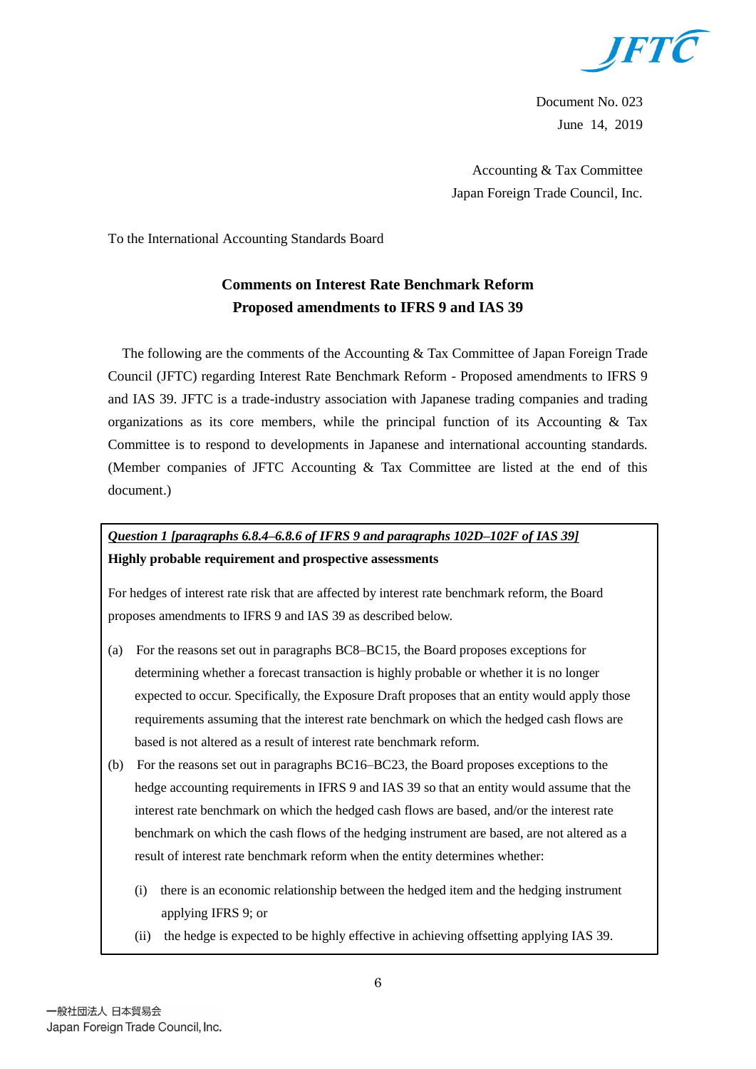Document No. 023
June 14, 2019

Accounting & Tax Committee
Japan Foreign Trade Council, Inc.

To the International Accounting Standards Board

**Comments on Interest Rate Benchmark Reform**
**Proposed amendments to IFRS 9 and IAS 39**

The following are the comments of the Accounting & Tax Committee of Japan Foreign Trade Council (JFTC) regarding Interest Rate Benchmark Reform - Proposed amendments to IFRS 9 and IAS 39. JFTC is a trade-industry association with Japanese trading companies and trading organizations as its core members, while the principal function of its Accounting & Tax Committee is to respond to developments in Japanese and international accounting standards. (Member companies of JFTC Accounting & Tax Committee are listed at the end of this document.)

***Question 1 [paragraphs 6.8.4–6.8.6 of IFRS 9 and paragraphs 102D–102F of IAS 39]***
**Highly probable requirement and prospective assessments**

For hedges of interest rate risk that are affected by interest rate benchmark reform, the Board proposes amendments to IFRS 9 and IAS 39 as described below.

(a) For the reasons set out in paragraphs BC8–BC15, the Board proposes exceptions for determining whether a forecast transaction is highly probable or whether it is no longer expected to occur. Specifically, the Exposure Draft proposes that an entity would apply those requirements assuming that the interest rate benchmark on which the hedged cash flows are based is not altered as a result of interest rate benchmark reform.

(b) For the reasons set out in paragraphs BC16–BC23, the Board proposes exceptions to the hedge accounting requirements in IFRS 9 and IAS 39 so that an entity would assume that the interest rate benchmark on which the hedged cash flows are based, and/or the interest rate benchmark on which the cash flows of the hedging instrument are based, are not altered as a result of interest rate benchmark reform when the entity determines whether:

   (i) there is an economic relationship between the hedged item and the hedging instrument applying IFRS 9; or

   (ii) the hedge is expected to be highly effective in achieving offsetting applying IAS 39.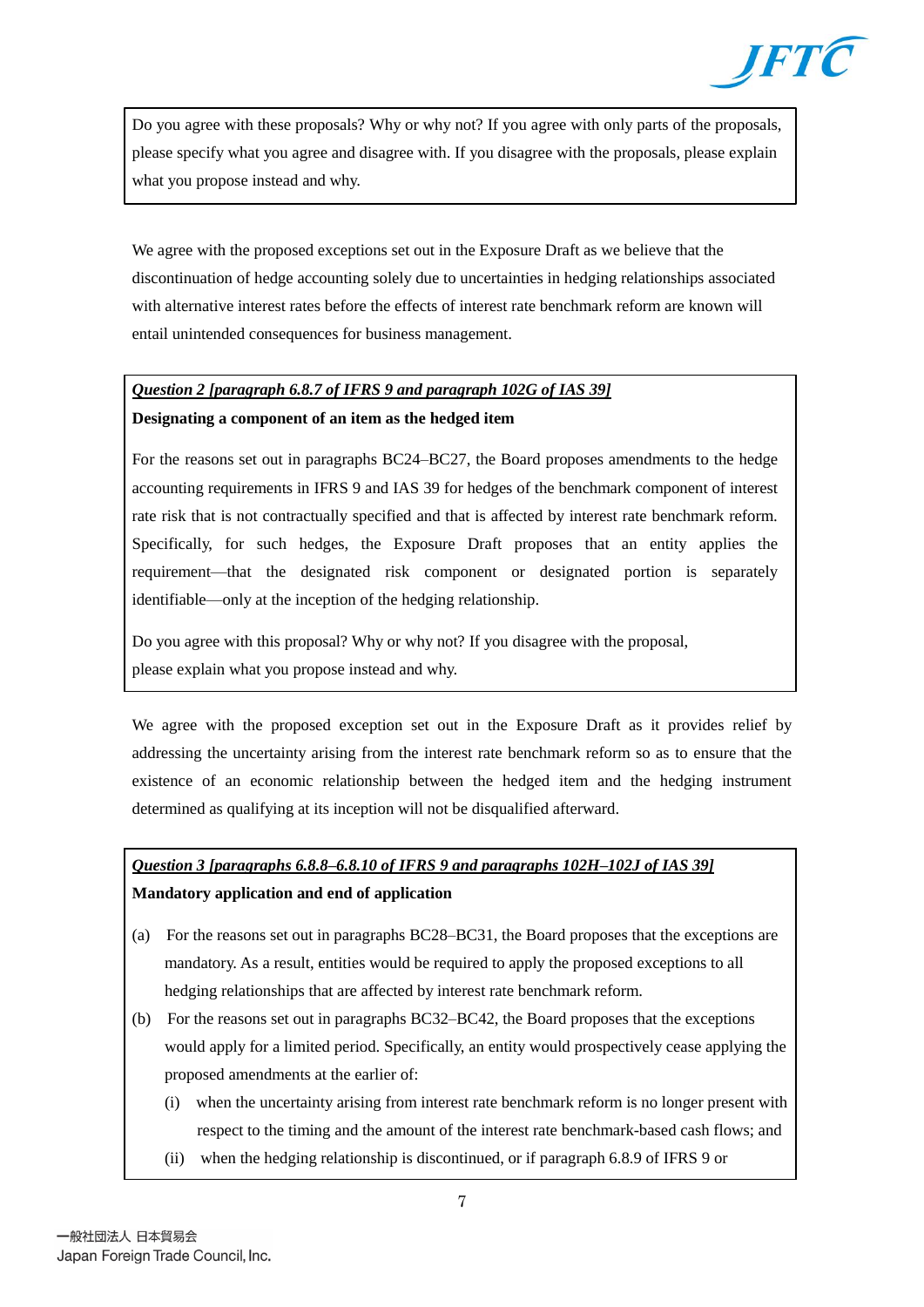Do you agree with these proposals? Why or why not? If you agree with only parts of the proposals, please specify what you agree and disagree with. If you disagree with the proposals, please explain what you propose instead and why.

We agree with the proposed exceptions set out in the Exposure Draft as we believe that the discontinuation of hedge accounting solely due to uncertainties in hedging relationships associated with alternative interest rates before the effects of interest rate benchmark reform are known will entail unintended consequences for business management.

***Question 2 [paragraph 6.8.7 of IFRS 9 and paragraph 102G of IAS 39]***

**Designating a component of an item as the hedged item**

For the reasons set out in paragraphs BC24–BC27, the Board proposes amendments to the hedge accounting requirements in IFRS 9 and IAS 39 for hedges of the benchmark component of interest rate risk that is not contractually specified and that is affected by interest rate benchmark reform. Specifically, for such hedges, the Exposure Draft proposes that an entity applies the requirement—that the designated risk component or designated portion is separately identifiable—only at the inception of the hedging relationship.

Do you agree with this proposal? Why or why not? If you disagree with the proposal, please explain what you propose instead and why.

We agree with the proposed exception set out in the Exposure Draft as it provides relief by addressing the uncertainty arising from the interest rate benchmark reform so as to ensure that the existence of an economic relationship between the hedged item and the hedging instrument determined as qualifying at its inception will not be disqualified afterward.

***Question 3 [paragraphs 6.8.8–6.8.10 of IFRS 9 and paragraphs 102H–102J of IAS 39]***

**Mandatory application and end of application**

(a) For the reasons set out in paragraphs BC28–BC31, the Board proposes that the exceptions are mandatory. As a result, entities would be required to apply the proposed exceptions to all hedging relationships that are affected by interest rate benchmark reform.

(b) For the reasons set out in paragraphs BC32–BC42, the Board proposes that the exceptions would apply for a limited period. Specifically, an entity would prospectively cease applying the proposed amendments at the earlier of:

   (i) when the uncertainty arising from interest rate benchmark reform is no longer present with respect to the timing and the amount of the interest rate benchmark-based cash flows; and

   (ii) when the hedging relationship is discontinued, or if paragraph 6.8.9 of IFRS 9 or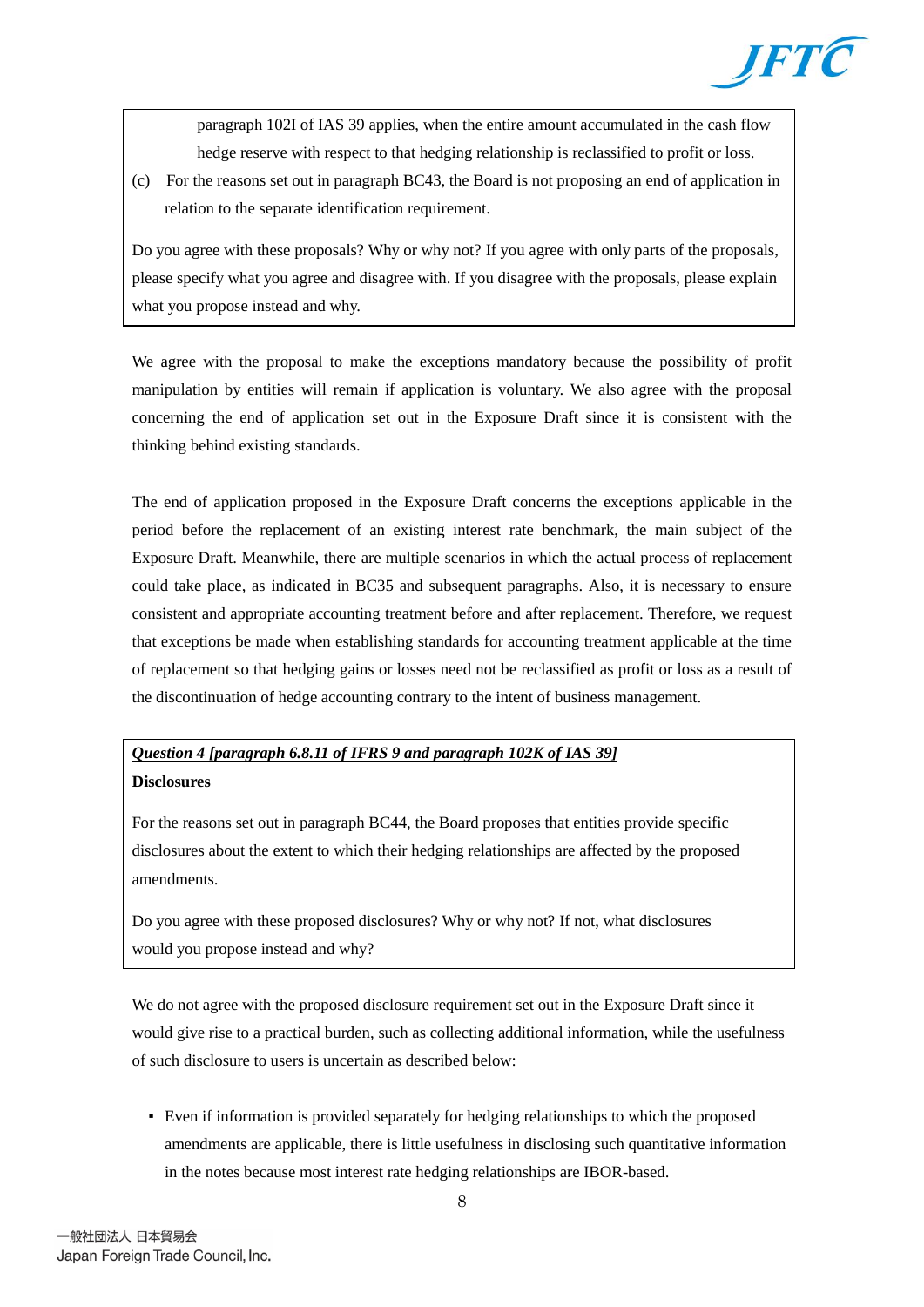paragraph 102I of IAS 39 applies, when the entire amount accumulated in the cash flow hedge reserve with respect to that hedging relationship is reclassified to profit or loss.

(c) For the reasons set out in paragraph BC43, the Board is not proposing an end of application in relation to the separate identification requirement.

Do you agree with these proposals? Why or why not? If you agree with only parts of the proposals, please specify what you agree and disagree with. If you disagree with the proposals, please explain what you propose instead and why.

We agree with the proposal to make the exceptions mandatory because the possibility of profit manipulation by entities will remain if application is voluntary. We also agree with the proposal concerning the end of application set out in the Exposure Draft since it is consistent with the thinking behind existing standards.

The end of application proposed in the Exposure Draft concerns the exceptions applicable in the period before the replacement of an existing interest rate benchmark, the main subject of the Exposure Draft. Meanwhile, there are multiple scenarios in which the actual process of replacement could take place, as indicated in BC35 and subsequent paragraphs. Also, it is necessary to ensure consistent and appropriate accounting treatment before and after replacement. Therefore, we request that exceptions be made when establishing standards for accounting treatment applicable at the time of replacement so that hedging gains or losses need not be reclassified as profit or loss as a result of the discontinuation of hedge accounting contrary to the intent of business management.

***Question 4 [paragraph 6.8.11 of IFRS 9 and paragraph 102K of IAS 39]***

**Disclosures**

For the reasons set out in paragraph BC44, the Board proposes that entities provide specific disclosures about the extent to which their hedging relationships are affected by the proposed amendments.

Do you agree with these proposed disclosures? Why or why not? If not, what disclosures would you propose instead and why?

We do not agree with the proposed disclosure requirement set out in the Exposure Draft since it would give rise to a practical burden, such as collecting additional information, while the usefulness of such disclosure to users is uncertain as described below:

- Even if information is provided separately for hedging relationships to which the proposed amendments are applicable, there is little usefulness in disclosing such quantitative information in the notes because most interest rate hedging relationships are IBOR-based.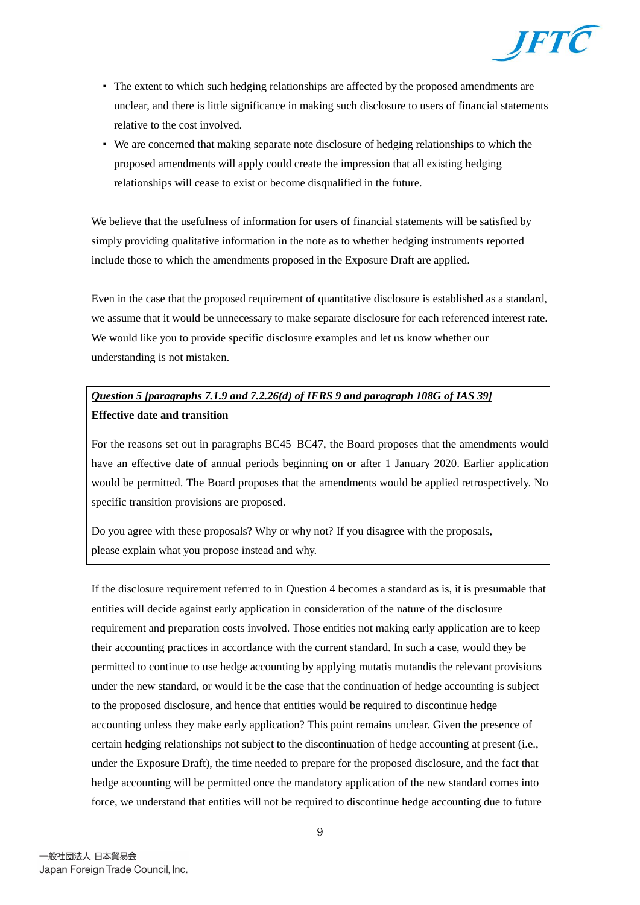- The extent to which such hedging relationships are affected by the proposed amendments are unclear, and there is little significance in making such disclosure to users of financial statements relative to the cost involved.
- We are concerned that making separate note disclosure of hedging relationships to which the proposed amendments will apply could create the impression that all existing hedging relationships will cease to exist or become disqualified in the future.

We believe that the usefulness of information for users of financial statements will be satisfied by simply providing qualitative information in the note as to whether hedging instruments reported include those to which the amendments proposed in the Exposure Draft are applied.

Even in the case that the proposed requirement of quantitative disclosure is established as a standard, we assume that it would be unnecessary to make separate disclosure for each referenced interest rate. We would like you to provide specific disclosure examples and let us know whether our understanding is not mistaken.

***Question 5 [paragraphs 7.1.9 and 7.2.26(d) of IFRS 9 and paragraph 108G of IAS 39]***

**Effective date and transition**

For the reasons set out in paragraphs BC45–BC47, the Board proposes that the amendments would have an effective date of annual periods beginning on or after 1 January 2020. Earlier application would be permitted. The Board proposes that the amendments would be applied retrospectively. No specific transition provisions are proposed.

Do you agree with these proposals? Why or why not? If you disagree with the proposals, please explain what you propose instead and why.

If the disclosure requirement referred to in Question 4 becomes a standard as is, it is presumable that entities will decide against early application in consideration of the nature of the disclosure requirement and preparation costs involved. Those entities not making early application are to keep their accounting practices in accordance with the current standard. In such a case, would they be permitted to continue to use hedge accounting by applying mutatis mutandis the relevant provisions under the new standard, or would it be the case that the continuation of hedge accounting is subject to the proposed disclosure, and hence that entities would be required to discontinue hedge accounting unless they make early application? This point remains unclear. Given the presence of certain hedging relationships not subject to the discontinuation of hedge accounting at present (i.e., under the Exposure Draft), the time needed to prepare for the proposed disclosure, and the fact that hedge accounting will be permitted once the mandatory application of the new standard comes into force, we understand that entities will not be required to discontinue hedge accounting due to future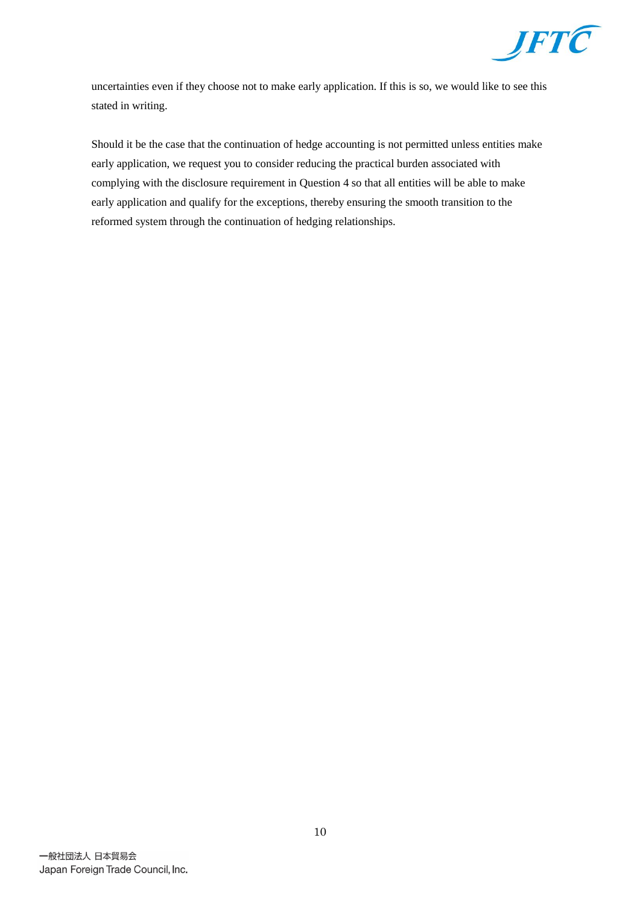uncertainties even if they choose not to make early application. If this is so, we would like to see this stated in writing.

Should it be the case that the continuation of hedge accounting is not permitted unless entities make early application, we request you to consider reducing the practical burden associated with complying with the disclosure requirement in Question 4 so that all entities will be able to make early application and qualify for the exceptions, thereby ensuring the smooth transition to the reformed system through the continuation of hedging relationships.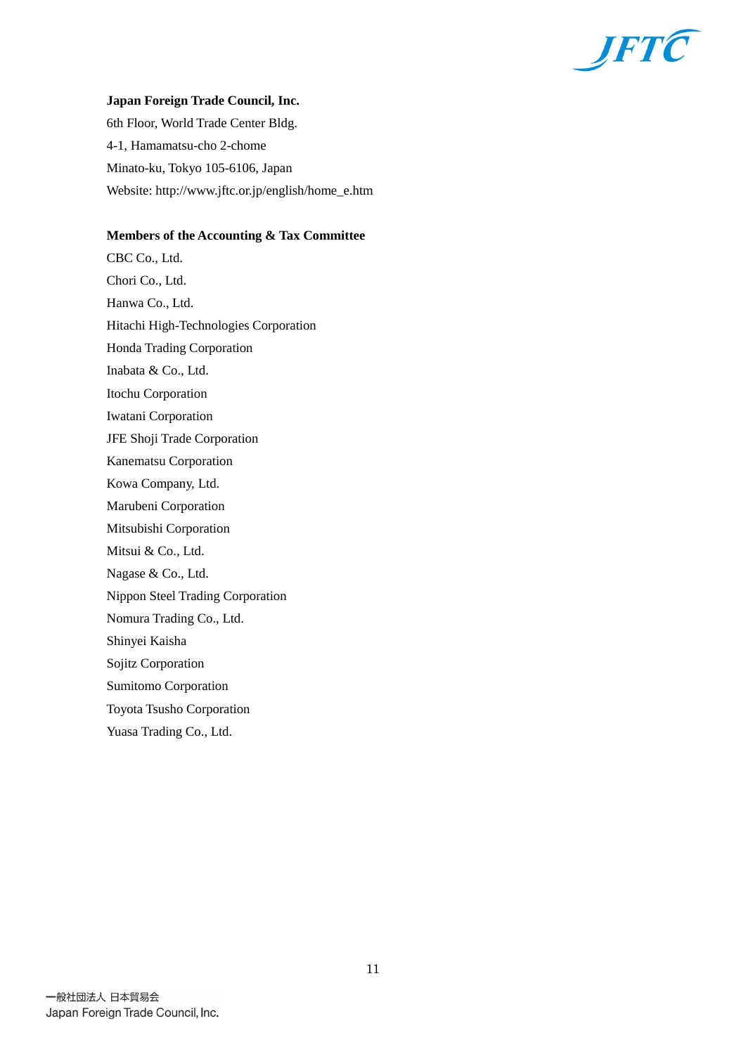**Japan Foreign Trade Council, Inc.**

6th Floor, World Trade Center Bldg.

4-1, Hamamatsu-cho 2-chome

Minato-ku, Tokyo 105-6106, Japan

Website: http://www.jftc.or.jp/english/home_e.htm

**Members of the Accounting & Tax Committee**

CBC Co., Ltd.

Chori Co., Ltd.

Hanwa Co., Ltd.

Hitachi High-Technologies Corporation

Honda Trading Corporation

Inabata & Co., Ltd.

Itochu Corporation

Iwatani Corporation

JFE Shoji Trade Corporation

Kanematsu Corporation

Kowa Company, Ltd.

Marubeni Corporation

Mitsubishi Corporation

Mitsui & Co., Ltd.

Nagase & Co., Ltd.

Nippon Steel Trading Corporation

Nomura Trading Co., Ltd.

Shinyei Kaisha

Sojitz Corporation

Sumitomo Corporation

Toyota Tsusho Corporation

Yuasa Trading Co., Ltd.